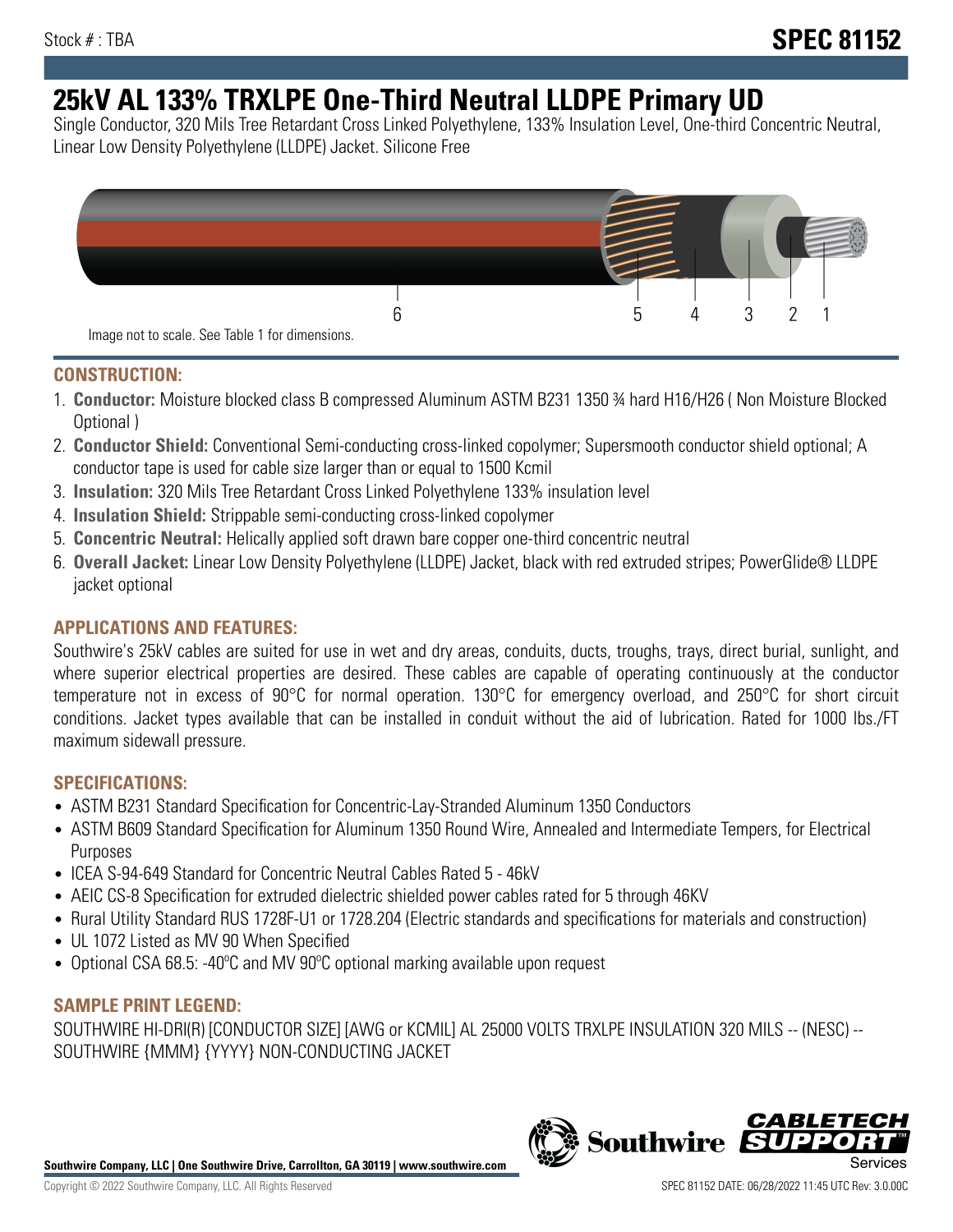Stock # : TBA

# SPEC 81152

# 25kV AL 133% TRXLPE One-Third Neutral LLDPE Primary UD

Single Conductor, 320 Mils Tree Retardant Cross Linked Polyethylene, 133% Insulation Level, One-third Concentric Neutral, Linear Low Density Polyethylene (LLDPE) Jacket. Silicone Free

6 5 4 3 2 1

Image not to scale. See Table 1 for dimensions.

## CONSTRUCTION:

1. **Conductor:** Moisture blocked class B compressed Aluminum ASTM B231 1350 ¾ hard H16/H26 ( Non Moisture Blocked Optional )
2. **Conductor Shield:** Conventional Semi-conducting cross-linked copolymer; Supersmooth conductor shield optional; A conductor tape is used for cable size larger than or equal to 1500 Kcmil
3. **Insulation:** 320 Mils Tree Retardant Cross Linked Polyethylene 133% insulation level
4. **Insulation Shield:** Strippable semi-conducting cross-linked copolymer
5. **Concentric Neutral:** Helically applied soft drawn bare copper one-third concentric neutral
6. **Overall Jacket:** Linear Low Density Polyethylene (LLDPE) Jacket, black with red extruded stripes; PowerGlide® LLDPE jacket optional

## APPLICATIONS AND FEATURES:

Southwire's 25kV cables are suited for use in wet and dry areas, conduits, ducts, troughs, trays, direct burial, sunlight, and where superior electrical properties are desired. These cables are capable of operating continuously at the conductor temperature not in excess of 90°C for normal operation. 130°C for emergency overload, and 250°C for short circuit conditions. Jacket types available that can be installed in conduit without the aid of lubrication. Rated for 1000 lbs./FT maximum sidewall pressure.

## SPECIFICATIONS:

- ASTM B231 Standard Specification for Concentric-Lay-Stranded Aluminum 1350 Conductors
- ASTM B609 Standard Specification for Aluminum 1350 Round Wire, Annealed and Intermediate Tempers, for Electrical Purposes
- ICEA S-94-649 Standard for Concentric Neutral Cables Rated 5 - 46kV
- AEIC CS-8 Specification for extruded dielectric shielded power cables rated for 5 through 46KV
- Rural Utility Standard RUS 1728F-U1 or 1728.204 (Electric standards and specifications for materials and construction)
- UL 1072 Listed as MV 90 When Specified
- Optional CSA 68.5: -40ºC and MV 90ºC optional marking available upon request

## SAMPLE PRINT LEGEND:

SOUTHWIRE HI-DRI(R) [CONDUCTOR SIZE] [AWG or KCMIL] AL 25000 VOLTS TRXLPE INSULATION 320 MILS -- (NESC) -- SOUTHWIRE {MMM} {YYYY} NON-CONDUCTING JACKET

**Southwire Company, LLC | One Southwire Drive, Carrollton, GA 30119 | www.southwire.com**

Copyright © 2022 Southwire Company, LLC. All Rights Reserved

SPEC 81152 DATE: 06/28/2022 11:45 UTC Rev: 3.0.00C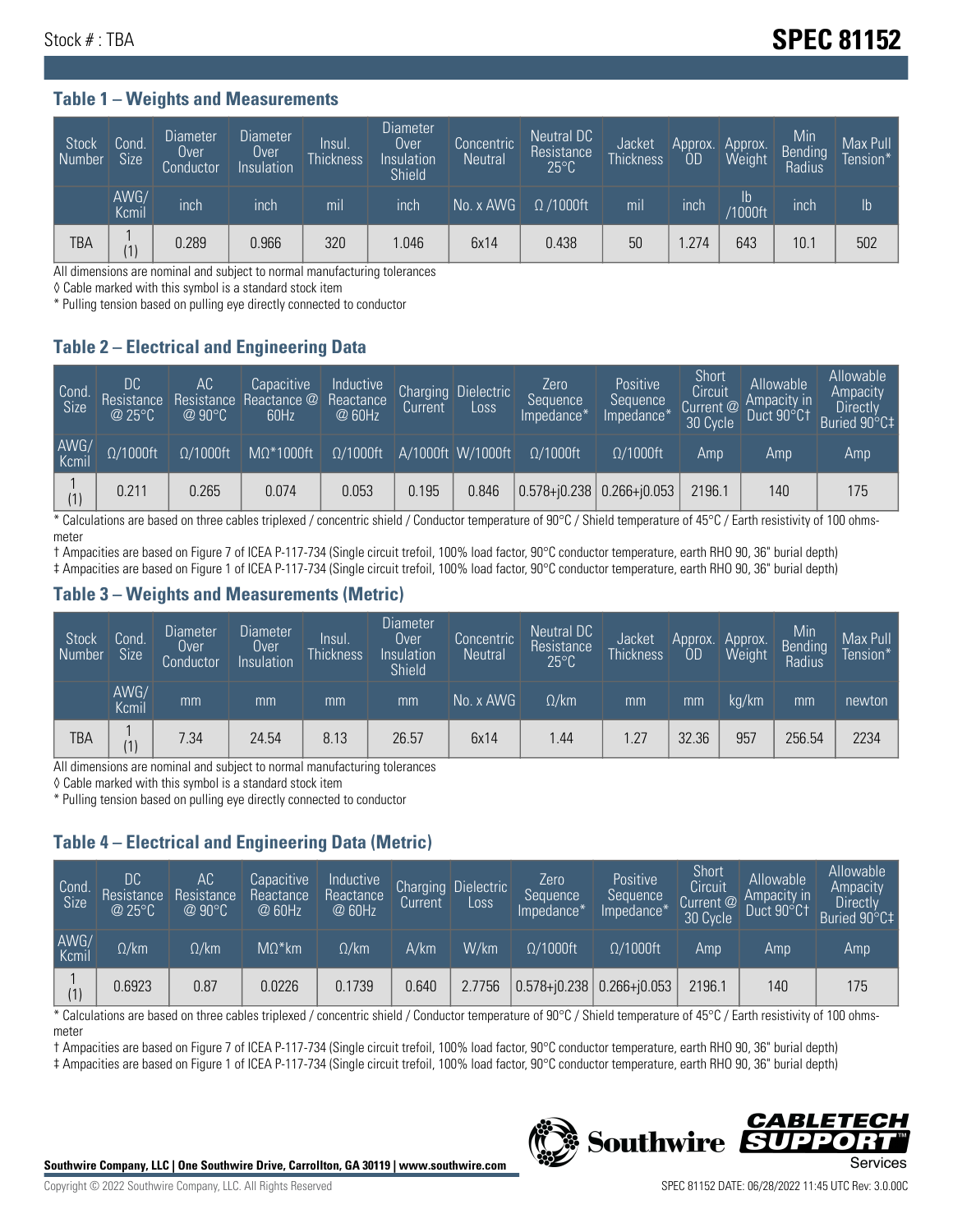Stock # : TBA

# SPEC 81152

### Table 1 – Weights and Measurements

| Stock Number | Cond. Size | Diameter Over Conductor | Diameter Over Insulation | Insul. Thickness | Diameter Over Insulation Shield | Concentric Neutral | Neutral DC Resistance 25°C | Jacket Thickness | Approx. OD | Approx. Weight | Min Bending Radius | Max Pull Tension* |
|---|---|---|---|---|---|---|---|---|---|---|---|---|
| | AWG/ Kcmil | inch | inch | mil | inch | No. x AWG | Ω /1000ft | mil | inch | lb /1000ft | inch | lb |
| TBA | 1 (1) | 0.289 | 0.966 | 320 | 1.046 | 6x14 | 0.438 | 50 | 1.274 | 643 | 10.1 | 502 |

All dimensions are nominal and subject to normal manufacturing tolerances

◊ Cable marked with this symbol is a standard stock item

* Pulling tension based on pulling eye directly connected to conductor

### Table 2 – Electrical and Engineering Data

| Cond. Size | DC Resistance @ 25°C | AC Resistance @ 90°C | Capacitive Reactance @ 60Hz | Inductive Reactance @ 60Hz | Charging Current | Dielectric Loss | Zero Sequence Impedance* | Positive Sequence Impedance* | Short Circuit Current @ 30 Cycle | Allowable Ampacity in Duct 90°C† | Allowable Ampacity Directly Buried 90°C‡ |
|---|---|---|---|---|---|---|---|---|---|---|---|
| AWG/ Kcmil | Ω/1000ft | Ω/1000ft | MΩ*1000ft | Ω/1000ft | A/1000ft | W/1000ft | Ω/1000ft | Ω/1000ft | Amp | Amp | Amp |
| 1 (1) | 0.211 | 0.265 | 0.074 | 0.053 | 0.195 | 0.846 | 0.578+j0.238 | 0.266+j0.053 | 2196.1 | 140 | 175 |

* Calculations are based on three cables triplexed / concentric shield / Conductor temperature of 90°C / Shield temperature of 45°C / Earth resistivity of 100 ohms-meter

† Ampacities are based on Figure 7 of ICEA P-117-734 (Single circuit trefoil, 100% load factor, 90°C conductor temperature, earth RHO 90, 36" burial depth)

‡ Ampacities are based on Figure 1 of ICEA P-117-734 (Single circuit trefoil, 100% load factor, 90°C conductor temperature, earth RHO 90, 36" burial depth)

### Table 3 – Weights and Measurements (Metric)

| Stock Number | Cond. Size | Diameter Over Conductor | Diameter Over Insulation | Insul. Thickness | Diameter Over Insulation Shield | Concentric Neutral | Neutral DC Resistance 25°C | Jacket Thickness | Approx. OD | Approx. Weight | Min Bending Radius | Max Pull Tension* |
|---|---|---|---|---|---|---|---|---|---|---|---|---|
| | AWG/ Kcmil | mm | mm | mm | mm | No. x AWG | Ω/km | mm | mm | kg/km | mm | newton |
| TBA | 1 (1) | 7.34 | 24.54 | 8.13 | 26.57 | 6x14 | 1.44 | 1.27 | 32.36 | 957 | 256.54 | 2234 |

All dimensions are nominal and subject to normal manufacturing tolerances

◊ Cable marked with this symbol is a standard stock item

* Pulling tension based on pulling eye directly connected to conductor

### Table 4 – Electrical and Engineering Data (Metric)

| Cond. Size | DC Resistance @ 25°C | AC Resistance @ 90°C | Capacitive Reactance @ 60Hz | Inductive Reactance @ 60Hz | Charging Current | Dielectric Loss | Zero Sequence Impedance* | Positive Sequence Impedance* | Short Circuit Current @ 30 Cycle | Allowable Ampacity in Duct 90°C† | Allowable Ampacity Directly Buried 90°C‡ |
|---|---|---|---|---|---|---|---|---|---|---|---|
| AWG/ Kcmil | Ω/km | Ω/km | MΩ*km | Ω/km | A/km | W/km | Ω/1000ft | Ω/1000ft | Amp | Amp | Amp |
| 1 (1) | 0.6923 | 0.87 | 0.0226 | 0.1739 | 0.640 | 2.7756 | 0.578+j0.238 | 0.266+j0.053 | 2196.1 | 140 | 175 |

* Calculations are based on three cables triplexed / concentric shield / Conductor temperature of 90°C / Shield temperature of 45°C / Earth resistivity of 100 ohms-meter

† Ampacities are based on Figure 7 of ICEA P-117-734 (Single circuit trefoil, 100% load factor, 90°C conductor temperature, earth RHO 90, 36" burial depth)

‡ Ampacities are based on Figure 1 of ICEA P-117-734 (Single circuit trefoil, 100% load factor, 90°C conductor temperature, earth RHO 90, 36" burial depth)

**Southwire Company, LLC | One Southwire Drive, Carrollton, GA 30119 | www.southwire.com**

Copyright © 2022 Southwire Company, LLC. All Rights Reserved

SPEC 81152 DATE: 06/28/2022 11:45 UTC Rev: 3.0.00C